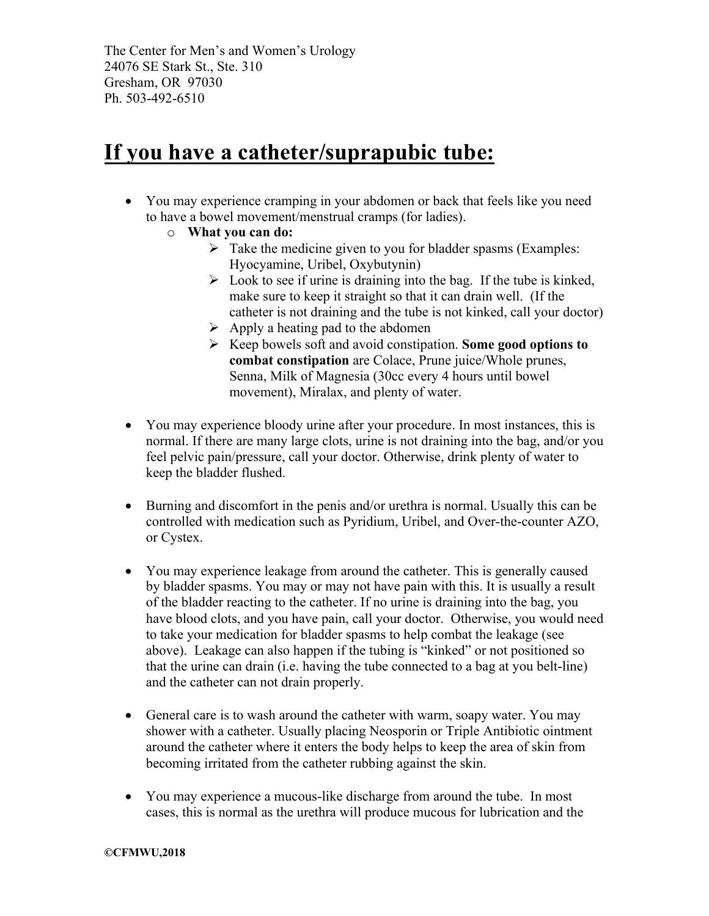The Center for Men's and Women's Urology
24076 SE Stark St., Ste. 310
Gresham, OR 97030
Ph. 503-492-6510

# If you have a catheter/suprapubic tube:

- You may experience cramping in your abdomen or back that feels like you need to have a bowel movement/menstrual cramps (for ladies).
  - **What you can do:**
    - Take the medicine given to you for bladder spasms (Examples: Hyocyamine, Uribel, Oxybutynin)
    - Look to see if urine is draining into the bag. If the tube is kinked, make sure to keep it straight so that it can drain well. (If the catheter is not draining and the tube is not kinked, call your doctor)
    - Apply a heating pad to the abdomen
    - Keep bowels soft and avoid constipation. **Some good options to combat constipation** are Colace, Prune juice/Whole prunes, Senna, Milk of Magnesia (30cc every 4 hours until bowel movement), Miralax, and plenty of water.

- You may experience bloody urine after your procedure. In most instances, this is normal. If there are many large clots, urine is not draining into the bag, and/or you feel pelvic pain/pressure, call your doctor. Otherwise, drink plenty of water to keep the bladder flushed.

- Burning and discomfort in the penis and/or urethra is normal. Usually this can be controlled with medication such as Pyridium, Uribel, and Over-the-counter AZO, or Cystex.

- You may experience leakage from around the catheter. This is generally caused by bladder spasms. You may or may not have pain with this. It is usually a result of the bladder reacting to the catheter. If no urine is draining into the bag, you have blood clots, and you have pain, call your doctor. Otherwise, you would need to take your medication for bladder spasms to help combat the leakage (see above). Leakage can also happen if the tubing is "kinked" or not positioned so that the urine can drain (i.e. having the tube connected to a bag at you belt-line) and the catheter can not drain properly.

- General care is to wash around the catheter with warm, soapy water. You may shower with a catheter. Usually placing Neosporin or Triple Antibiotic ointment around the catheter where it enters the body helps to keep the area of skin from becoming irritated from the catheter rubbing against the skin.

- You may experience a mucous-like discharge from around the tube. In most cases, this is normal as the urethra will produce mucous for lubrication and the

**©CFMWU,2018**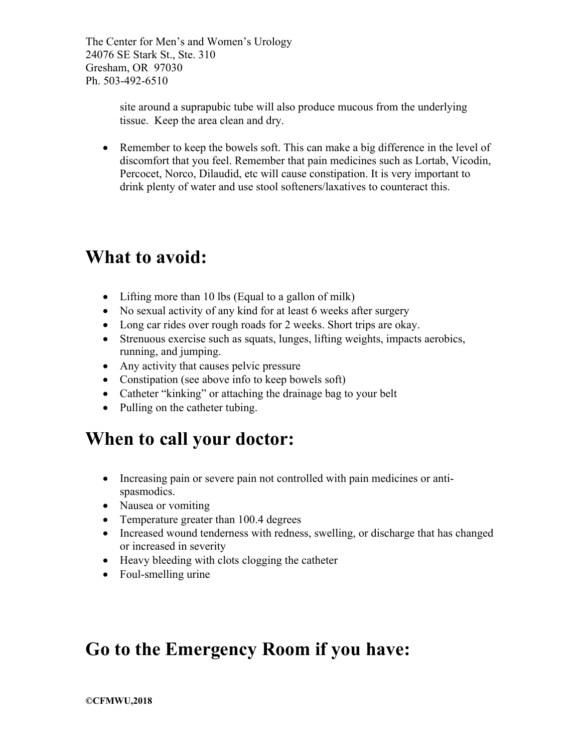site around a suprapubic tube will also produce mucous from the underlying tissue. Keep the area clean and dry.

- Remember to keep the bowels soft. This can make a big difference in the level of discomfort that you feel. Remember that pain medicines such as Lortab, Vicodin, Percocet, Norco, Dilaudid, etc will cause constipation. It is very important to drink plenty of water and use stool softeners/laxatives to counteract this.

# What to avoid:

- Lifting more than 10 lbs (Equal to a gallon of milk)
- No sexual activity of any kind for at least 6 weeks after surgery
- Long car rides over rough roads for 2 weeks. Short trips are okay.
- Strenuous exercise such as squats, lunges, lifting weights, impacts aerobics, running, and jumping.
- Any activity that causes pelvic pressure
- Constipation (see above info to keep bowels soft)
- Catheter "kinking" or attaching the drainage bag to your belt
- Pulling on the catheter tubing.

# When to call your doctor:

- Increasing pain or severe pain not controlled with pain medicines or anti-spasmodics.
- Nausea or vomiting
- Temperature greater than 100.4 degrees
- Increased wound tenderness with redness, swelling, or discharge that has changed or increased in severity
- Heavy bleeding with clots clogging the catheter
- Foul-smelling urine

# Go to the Emergency Room if you have: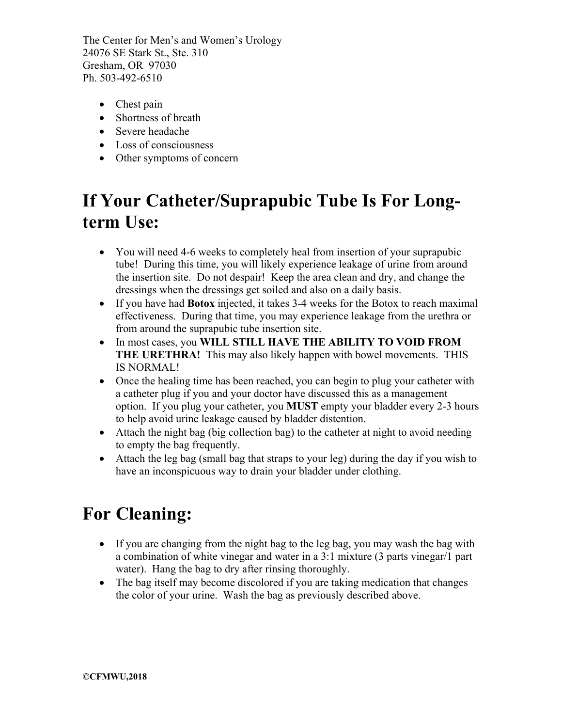The Center for Men's and Women's Urology
24076 SE Stark St., Ste. 310
Gresham, OR 97030
Ph. 503-492-6510

- Chest pain
- Shortness of breath
- Severe headache
- Loss of consciousness
- Other symptoms of concern

# If Your Catheter/Suprapubic Tube Is For Long-term Use:

- You will need 4-6 weeks to completely heal from insertion of your suprapubic tube! During this time, you will likely experience leakage of urine from around the insertion site. Do not despair! Keep the area clean and dry, and change the dressings when the dressings get soiled and also on a daily basis.
- If you have had **Botox** injected, it takes 3-4 weeks for the Botox to reach maximal effectiveness. During that time, you may experience leakage from the urethra or from around the suprapubic tube insertion site.
- In most cases, you **WILL STILL HAVE THE ABILITY TO VOID FROM THE URETHRA!** This may also likely happen with bowel movements. THIS IS NORMAL!
- Once the healing time has been reached, you can begin to plug your catheter with a catheter plug if you and your doctor have discussed this as a management option. If you plug your catheter, you **MUST** empty your bladder every 2-3 hours to help avoid urine leakage caused by bladder distention.
- Attach the night bag (big collection bag) to the catheter at night to avoid needing to empty the bag frequently.
- Attach the leg bag (small bag that straps to your leg) during the day if you wish to have an inconspicuous way to drain your bladder under clothing.

# For Cleaning:

- If you are changing from the night bag to the leg bag, you may wash the bag with a combination of white vinegar and water in a 3:1 mixture (3 parts vinegar/1 part water). Hang the bag to dry after rinsing thoroughly.
- The bag itself may become discolored if you are taking medication that changes the color of your urine. Wash the bag as previously described above.

**©CFMWU,2018**